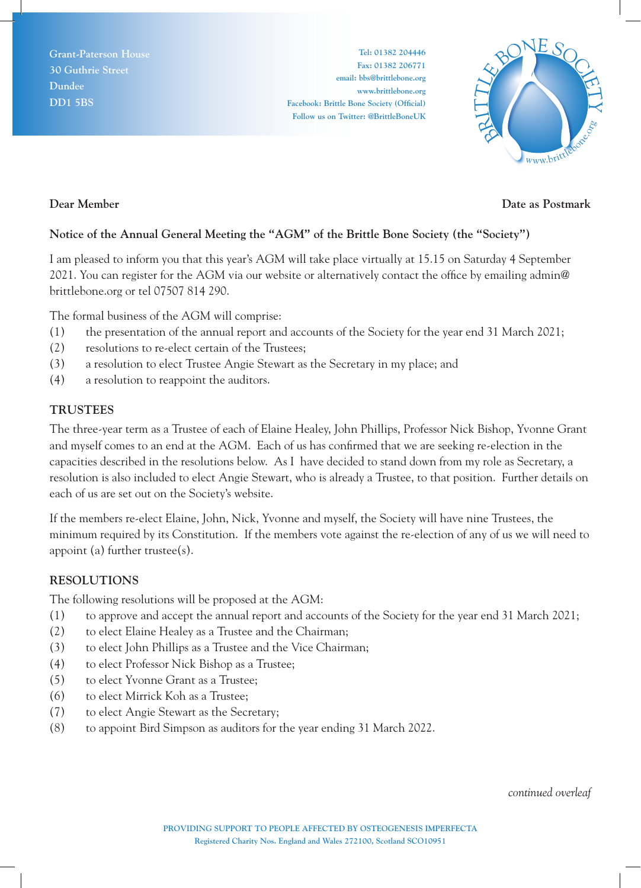Grant-Paterson House
30 Guthrie Street
Dundee
DD1 5BS

Tel: 01382 204446
Fax: 01382 206771
email: bbs@brittlebone.org
www.brittlebone.org
Facebook: Brittle Bone Society (Official)
Follow us on Twitter: @BrittleBoneUK

BRITTLE BONE SOCIETY
www.brittlebone.org

**Dear Member** **Date as Postmark**

**Notice of the Annual General Meeting the "AGM" of the Brittle Bone Society (the "Society")**

I am pleased to inform you that this year's AGM will take place virtually at 15.15 on Saturday 4 September 2021. You can register for the AGM via our website or alternatively contact the office by emailing admin@ brittlebone.org or tel 07507 814 290.

The formal business of the AGM will comprise:

(1) the presentation of the annual report and accounts of the Society for the year end 31 March 2021;
(2) resolutions to re-elect certain of the Trustees;
(3) a resolution to elect Trustee Angie Stewart as the Secretary in my place; and
(4) a resolution to reappoint the auditors.

## TRUSTEES

The three-year term as a Trustee of each of Elaine Healey, John Phillips, Professor Nick Bishop, Yvonne Grant and myself comes to an end at the AGM. Each of us has confirmed that we are seeking re-election in the capacities described in the resolutions below. As I have decided to stand down from my role as Secretary, a resolution is also included to elect Angie Stewart, who is already a Trustee, to that position. Further details on each of us are set out on the Society's website.

If the members re-elect Elaine, John, Nick, Yvonne and myself, the Society will have nine Trustees, the minimum required by its Constitution. If the members vote against the re-election of any of us we will need to appoint (a) further trustee(s).

## RESOLUTIONS

The following resolutions will be proposed at the AGM:

(1) to approve and accept the annual report and accounts of the Society for the year end 31 March 2021;
(2) to elect Elaine Healey as a Trustee and the Chairman;
(3) to elect John Phillips as a Trustee and the Vice Chairman;
(4) to elect Professor Nick Bishop as a Trustee;
(5) to elect Yvonne Grant as a Trustee;
(6) to elect Mirrick Koh as a Trustee;
(7) to elect Angie Stewart as the Secretary;
(8) to appoint Bird Simpson as auditors for the year ending 31 March 2022.

*continued overleaf*

PROVIDING SUPPORT TO PEOPLE AFFECTED BY OSTEOGENESIS IMPERFECTA
Registered Charity Nos. England and Wales 272100, Scotland SCO10951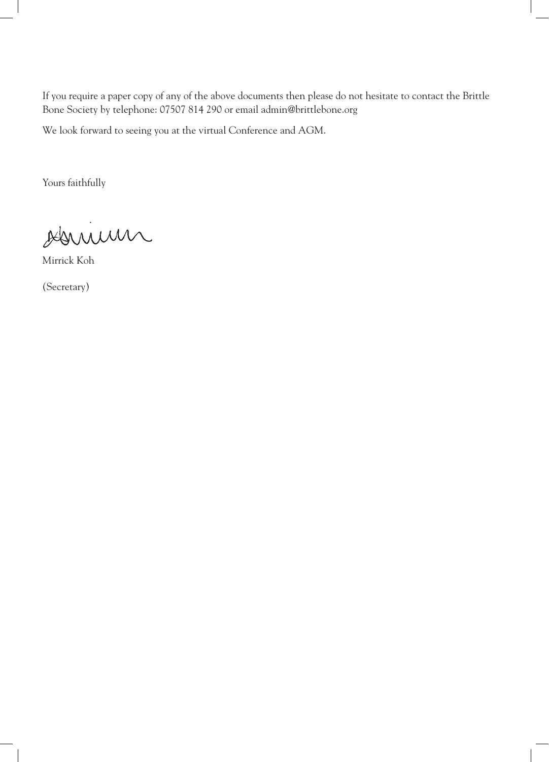If you require a paper copy of any of the above documents then please do not hesitate to contact the Brittle Bone Society by telephone: 07507 814 290 or email admin@brittlebone.org

We look forward to seeing you at the virtual Conference and AGM.

Yours faithfully

Mirrick Koh

(Secretary)